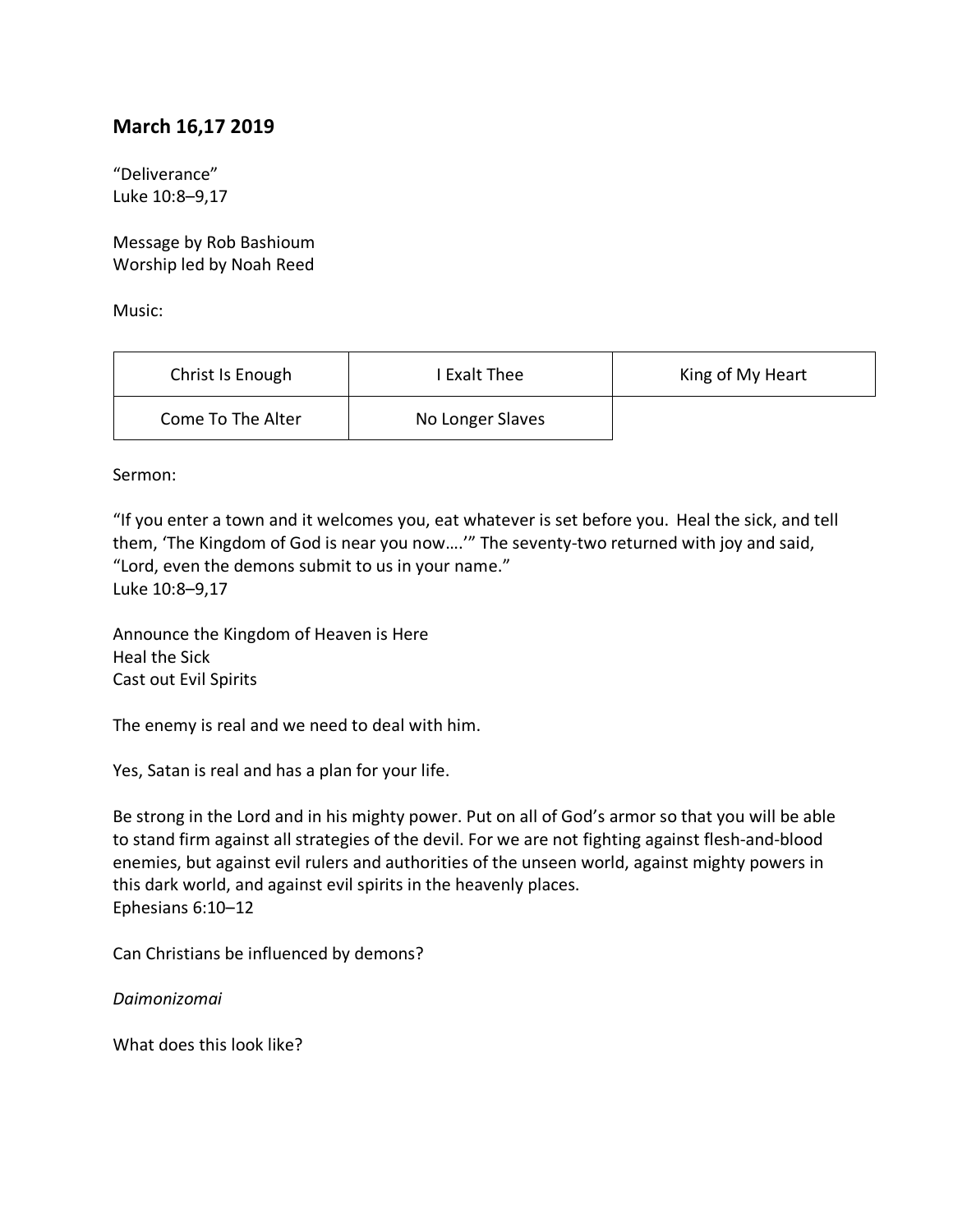## March 16,17 2019

"Deliverance"
Luke 10:8–9,17

Message by Rob Bashioum
Worship led by Noah Reed

Music:

| Christ Is Enough | I Exalt Thee | King of My Heart |
|---|---|---|
| Come To The Alter | No Longer Slaves | |

Sermon:

"If you enter a town and it welcomes you, eat whatever is set before you. Heal the sick, and tell them, 'The Kingdom of God is near you now….'" The seventy-two returned with joy and said, "Lord, even the demons submit to us in your name."
Luke 10:8–9,17

Announce the Kingdom of Heaven is Here
Heal the Sick
Cast out Evil Spirits

The enemy is real and we need to deal with him.

Yes, Satan is real and has a plan for your life.

Be strong in the Lord and in his mighty power. Put on all of God's armor so that you will be able to stand firm against all strategies of the devil. For we are not fighting against flesh-and-blood enemies, but against evil rulers and authorities of the unseen world, against mighty powers in this dark world, and against evil spirits in the heavenly places.
Ephesians 6:10–12

Can Christians be influenced by demons?

*Daimonizomai*

What does this look like?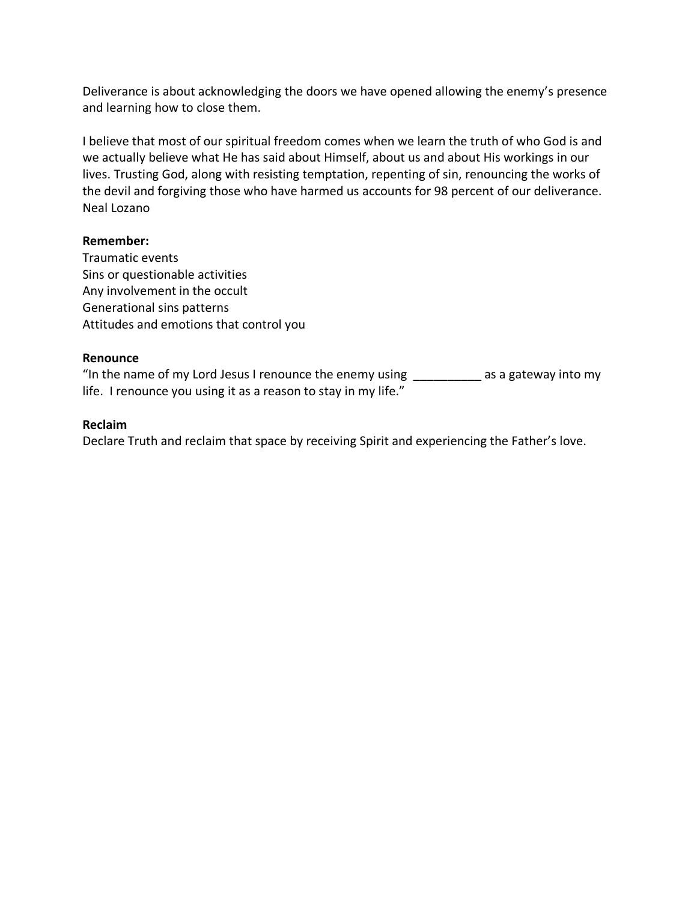Deliverance is about acknowledging the doors we have opened allowing the enemy's presence and learning how to close them.

I believe that most of our spiritual freedom comes when we learn the truth of who God is and we actually believe what He has said about Himself, about us and about His workings in our lives. Trusting God, along with resisting temptation, repenting of sin, renouncing the works of the devil and forgiving those who have harmed us accounts for 98 percent of our deliverance. Neal Lozano

**Remember:**

Traumatic events
Sins or questionable activities
Any involvement in the occult
Generational sins patterns
Attitudes and emotions that control you

**Renounce**

"In the name of my Lord Jesus I renounce the enemy using __________ as a gateway into my life. I renounce you using it as a reason to stay in my life."

**Reclaim**

Declare Truth and reclaim that space by receiving Spirit and experiencing the Father's love.